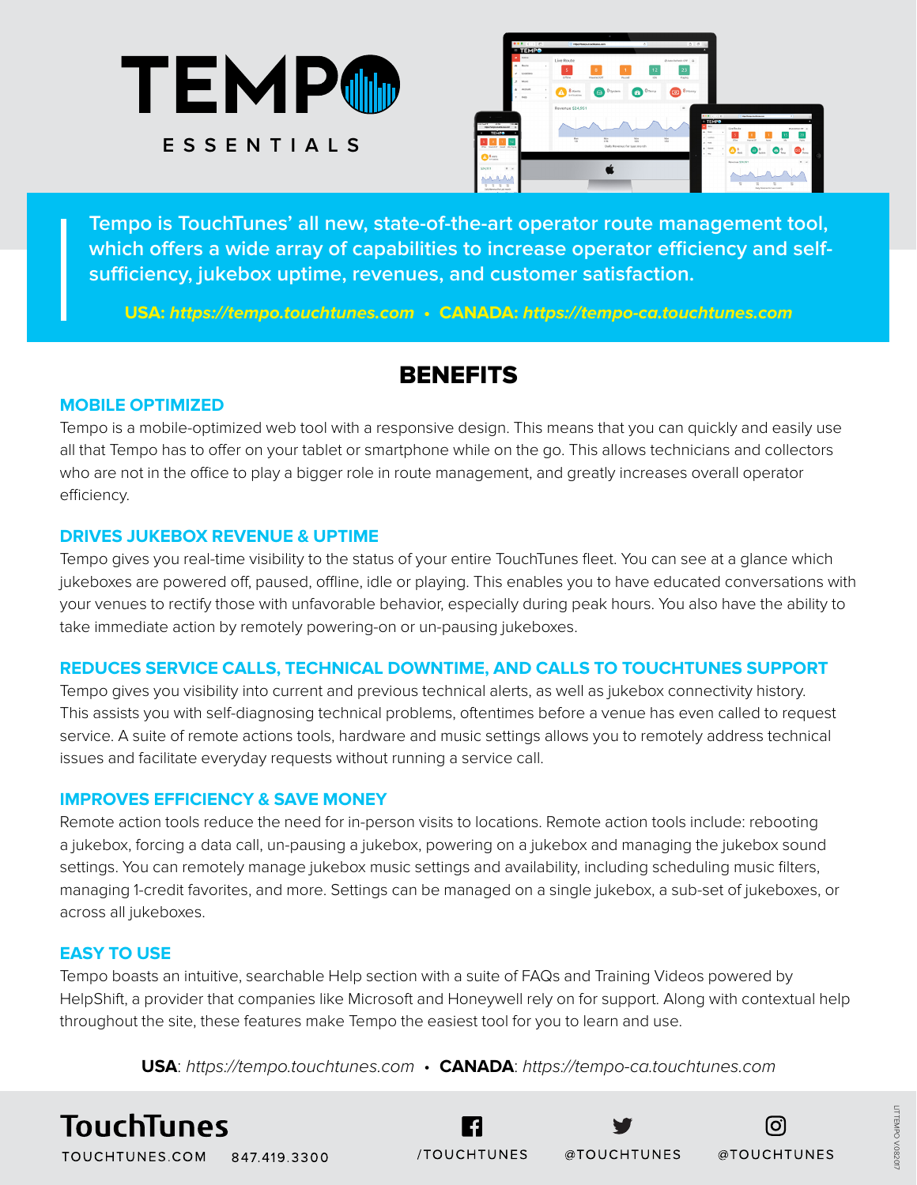# TEMPO

ESSENTIALS

**Tempo is TouchTunes' all new, state-of-the-art operator route management tool, which offers a wide array of capabilities to increase operator efficiency and self-sufficiency, jukebox uptime, revenues, and customer satisfaction.**

**USA:** ***https://tempo.touchtunes.com*** • **CANADA:** ***https://tempo-ca.touchtunes.com***

## BENEFITS

### MOBILE OPTIMIZED

Tempo is a mobile-optimized web tool with a responsive design. This means that you can quickly and easily use all that Tempo has to offer on your tablet or smartphone while on the go. This allows technicians and collectors who are not in the office to play a bigger role in route management, and greatly increases overall operator efficiency.

### DRIVES JUKEBOX REVENUE & UPTIME

Tempo gives you real-time visibility to the status of your entire TouchTunes fleet. You can see at a glance which jukeboxes are powered off, paused, offline, idle or playing. This enables you to have educated conversations with your venues to rectify those with unfavorable behavior, especially during peak hours. You also have the ability to take immediate action by remotely powering-on or un-pausing jukeboxes.

### REDUCES SERVICE CALLS, TECHNICAL DOWNTIME, AND CALLS TO TOUCHTUNES SUPPORT

Tempo gives you visibility into current and previous technical alerts, as well as jukebox connectivity history. This assists you with self-diagnosing technical problems, oftentimes before a venue has even called to request service. A suite of remote actions tools, hardware and music settings allows you to remotely address technical issues and facilitate everyday requests without running a service call.

### IMPROVES EFFICIENCY & SAVE MONEY

Remote action tools reduce the need for in-person visits to locations. Remote action tools include: rebooting a jukebox, forcing a data call, un-pausing a jukebox, powering on a jukebox and managing the jukebox sound settings. You can remotely manage jukebox music settings and availability, including scheduling music filters, managing 1-credit favorites, and more. Settings can be managed on a single jukebox, a sub-set of jukeboxes, or across all jukeboxes.

### EASY TO USE

Tempo boasts an intuitive, searchable Help section with a suite of FAQs and Training Videos powered by HelpShift, a provider that companies like Microsoft and Honeywell rely on for support. Along with contextual help throughout the site, these features make Tempo the easiest tool for you to learn and use.

**USA**: *https://tempo.touchtunes.com* • **CANADA**: *https://tempo-ca.touchtunes.com*

**TouchTunes**

TOUCHTUNES.COM 847.419.3300

/TOUCHTUNES @TOUCHTUNES @TOUCHTUNES

LITTEMPO V082017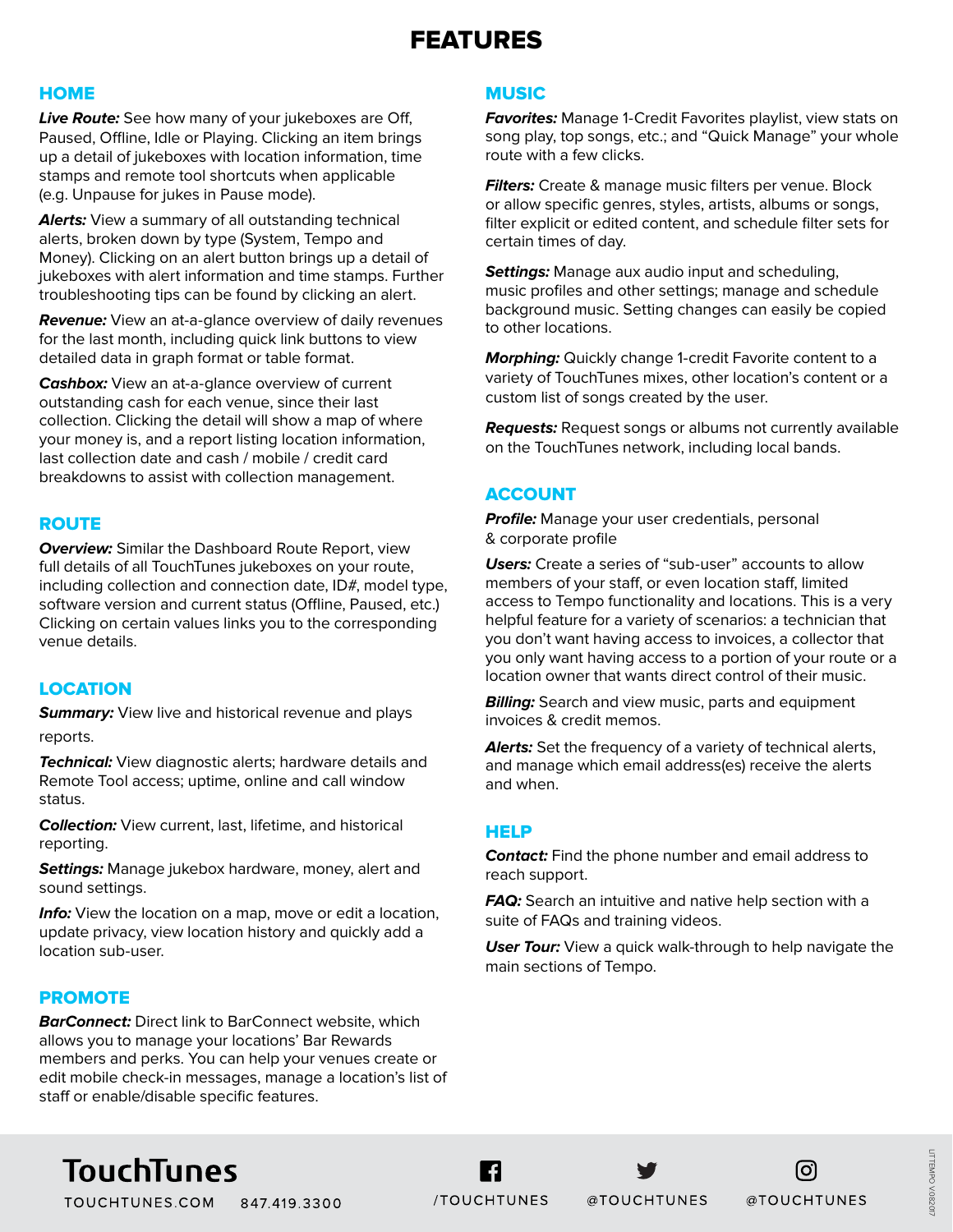# FEATURES

## HOME

***Live Route:*** See how many of your jukeboxes are Off, Paused, Offline, Idle or Playing. Clicking an item brings up a detail of jukeboxes with location information, time stamps and remote tool shortcuts when applicable (e.g. Unpause for jukes in Pause mode).

***Alerts:*** View a summary of all outstanding technical alerts, broken down by type (System, Tempo and Money). Clicking on an alert button brings up a detail of jukeboxes with alert information and time stamps. Further troubleshooting tips can be found by clicking an alert.

***Revenue:*** View an at-a-glance overview of daily revenues for the last month, including quick link buttons to view detailed data in graph format or table format.

***Cashbox:*** View an at-a-glance overview of current outstanding cash for each venue, since their last collection. Clicking the detail will show a map of where your money is, and a report listing location information, last collection date and cash / mobile / credit card breakdowns to assist with collection management.

## ROUTE

***Overview:*** Similar the Dashboard Route Report, view full details of all TouchTunes jukeboxes on your route, including collection and connection date, ID#, model type, software version and current status (Offline, Paused, etc.) Clicking on certain values links you to the corresponding venue details.

## LOCATION

***Summary:*** View live and historical revenue and plays reports.

***Technical:*** View diagnostic alerts; hardware details and Remote Tool access; uptime, online and call window status.

***Collection:*** View current, last, lifetime, and historical reporting.

***Settings:*** Manage jukebox hardware, money, alert and sound settings.

***Info:*** View the location on a map, move or edit a location, update privacy, view location history and quickly add a location sub-user.

## PROMOTE

***BarConnect:*** Direct link to BarConnect website, which allows you to manage your locations' Bar Rewards members and perks. You can help your venues create or edit mobile check-in messages, manage a location's list of staff or enable/disable specific features.

## MUSIC

***Favorites:*** Manage 1-Credit Favorites playlist, view stats on song play, top songs, etc.; and "Quick Manage" your whole route with a few clicks.

***Filters:*** Create & manage music filters per venue. Block or allow specific genres, styles, artists, albums or songs, filter explicit or edited content, and schedule filter sets for certain times of day.

***Settings:*** Manage aux audio input and scheduling, music profiles and other settings; manage and schedule background music. Setting changes can easily be copied to other locations.

***Morphing:*** Quickly change 1-credit Favorite content to a variety of TouchTunes mixes, other location's content or a custom list of songs created by the user.

***Requests:*** Request songs or albums not currently available on the TouchTunes network, including local bands.

## ACCOUNT

***Profile:*** Manage your user credentials, personal & corporate profile

***Users:*** Create a series of "sub-user" accounts to allow members of your staff, or even location staff, limited access to Tempo functionality and locations. This is a very helpful feature for a variety of scenarios: a technician that you don't want having access to invoices, a collector that you only want having access to a portion of your route or a location owner that wants direct control of their music.

***Billing:*** Search and view music, parts and equipment invoices & credit memos.

***Alerts:*** Set the frequency of a variety of technical alerts, and manage which email address(es) receive the alerts and when.

## HELP

***Contact:*** Find the phone number and email address to reach support.

***FAQ:*** Search an intuitive and native help section with a suite of FAQs and training videos.

***User Tour:*** View a quick walk-through to help navigate the main sections of Tempo.

TouchTunes

TOUCHTUNES.COM 847.419.3300

/TOUCHTUNES @TOUCHTUNES @TOUCHTUNES

LITTEMPO V082017